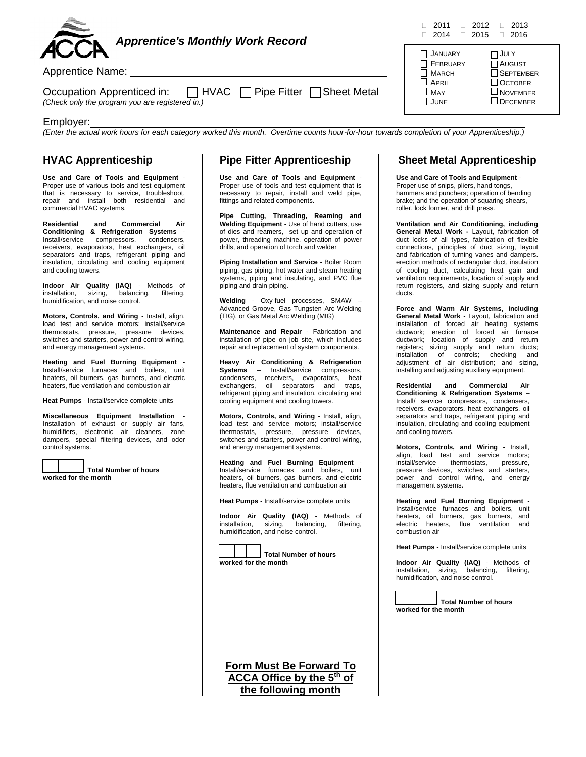ACCA

# Apprentice's Monthly Work Record

☐ 2011 ☐ 2012 ☐ 2013
☐ 2014 ☐ 2015 ☐ 2016

| | |
|---|---|
| ☐ JANUARY | ☐ JULY |
| ☐ FEBRUARY | ☐ AUGUST |
| ☐ MARCH | ☐ SEPTEMBER |
| ☐ APRIL | ☐ OCTOBER |
| ☐ MAY | ☐ NOVEMBER |
| ☐ JUNE | ☐ DECEMBER |

Apprentice Name: ____________________________________________

Occupation Apprenticed in: ☐ HVAC ☐ Pipe Fitter ☐ Sheet Metal
*(Check only the program you are registered in.)*

Employer: ____________________________________________

*(Enter the actual work hours for each category worked this month. Overtime counts hour-for-hour towards completion of your Apprenticeship.)*

## HVAC Apprenticeship

**Use and Care of Tools and Equipment** - Proper use of various tools and test equipment that is necessary to service, troubleshoot, repair and install both residential and commercial HVAC systems.

**Residential and Commercial Air Conditioning & Refrigeration Systems** - Install/service compressors, condensers, receivers, evaporators, heat exchangers, oil separators and traps, refrigerant piping and insulation, circulating and cooling equipment and cooling towers.

**Indoor Air Quality (IAQ)** - Methods of installation, sizing, balancing, filtering, humidification, and noise control.

**Motors, Controls, and Wiring** - Install, align, load test and service motors; install/service thermostats, pressure, pressure devices, switches and starters, power and control wiring, and energy management systems.

**Heating and Fuel Burning Equipment** - Install/service furnaces and boilers, unit heaters, oil burners, gas burners, and electric heaters, flue ventilation and combustion air

**Heat Pumps** - Install/service complete units

**Miscellaneous Equipment Installation** - Installation of exhaust or supply air fans, humidifiers, electronic air cleaners, zone dampers, special filtering devices, and odor control systems.

☐☐☐ **Total Number of hours worked for the month**

## Pipe Fitter Apprenticeship

**Use and Care of Tools and Equipment** - Proper use of tools and test equipment that is necessary to repair, install and weld pipe, fittings and related components.

**Pipe Cutting, Threading, Reaming and Welding Equipment -** Use of hand cutters, use of dies and reamers, set up and operation of power, threading machine, operation of power drills, and operation of torch and welder

**Piping Installation and Service** - Boiler Room piping, gas piping, hot water and steam heating systems, piping and insulating, and PVC flue piping and drain piping.

**Welding** - Oxy-fuel processes, SMAW – Advanced Groove, Gas Tungsten Arc Welding (TIG), or Gas Metal Arc Welding (MIG)

**Maintenance and Repair** - Fabrication and installation of pipe on job site, which includes repair and replacement of system components.

**Heavy Air Conditioning & Refrigeration Systems** – Install/service compressors, condensers, receivers, evaporators, heat exchangers, oil separators and traps, refrigerant piping and insulation, circulating and cooling equipment and cooling towers.

**Motors, Controls, and Wiring** - Install, align, load test and service motors; install/service thermostats, pressure, pressure devices, switches and starters, power and control wiring, and energy management systems.

**Heating and Fuel Burning Equipment** - Install/service furnaces and boilers, unit heaters, oil burners, gas burners, and electric heaters, flue ventilation and combustion air

**Heat Pumps** - Install/service complete units

**Indoor Air Quality (IAQ)** - Methods of installation, sizing, balancing, filtering, humidification, and noise control.

☐☐☐ **Total Number of hours worked for the month**

## Sheet Metal Apprenticeship

**Use and Care of Tools and Equipment** - Proper use of snips, pliers, hand tongs, hammers and punchers; operation of bending brake; and the operation of squaring shears, roller, lock former, and drill press.

**Ventilation and Air Conditioning, including General Metal Work -** Layout, fabrication of duct locks of all types, fabrication of flexible connections, principles of duct sizing, layout and fabrication of turning vanes and dampers. erection methods of rectangular duct, insulation of cooling duct, calculating heat gain and ventilation requirements, location of supply and return registers, and sizing supply and return ducts.

**Force and Warm Air Systems, including General Metal Work** - Layout, fabrication and installation of forced air heating systems ductwork; erection of forced air furnace ductwork; location of supply and return registers; sizing supply and return ducts; installation of controls; checking and adjustment of air distribution; and sizing, installing and adjusting auxiliary equipment.

**Residential and Commercial Air Conditioning & Refrigeration Systems** – Install/ service compressors, condensers, receivers, evaporators, heat exchangers, oil separators and traps, refrigerant piping and insulation, circulating and cooling equipment and cooling towers.

**Motors, Controls, and Wiring** - Install, align, load test and service motors; install/service thermostats, pressure, pressure devices, switches and starters, power and control wiring, and energy management systems.

**Heating and Fuel Burning Equipment** - Install/service furnaces and boilers, unit heaters, oil burners, gas burners, and electric heaters, flue ventilation and combustion air

**Heat Pumps** - Install/service complete units

**Indoor Air Quality (IAQ)** - Methods of installation, sizing, balancing, filtering, humidification, and noise control.

☐☐☐ **Total Number of hours worked for the month**

**Form Must Be Forward To ACCA Office by the 5th of the following month**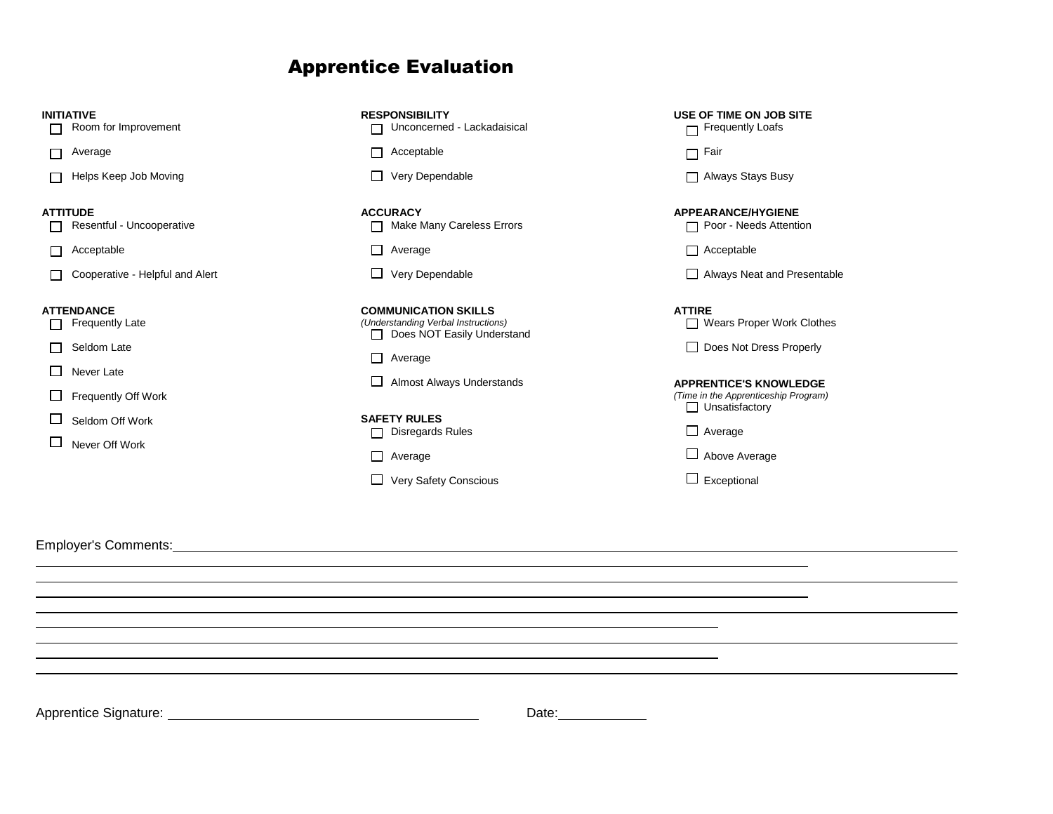# Apprentice Evaluation

**INITIATIVE**
- ☐ Room for Improvement
- ☐ Average
- ☐ Helps Keep Job Moving

**ATTITUDE**
- ☐ Resentful - Uncooperative
- ☐ Acceptable
- ☐ Cooperative - Helpful and Alert

**ATTENDANCE**
- ☐ Frequently Late
- ☐ Seldom Late
- ☐ Never Late
- ☐ Frequently Off Work
- ☐ Seldom Off Work
- ☐ Never Off Work

**RESPONSIBILITY**
- ☐ Unconcerned - Lackadaisical
- ☐ Acceptable
- ☐ Very Dependable

**ACCURACY**
- ☐ Make Many Careless Errors
- ☐ Average
- ☐ Very Dependable

**COMMUNICATION SKILLS**
*(Understanding Verbal Instructions)*
- ☐ Does NOT Easily Understand
- ☐ Average
- ☐ Almost Always Understands

**SAFETY RULES**
- ☐ Disregards Rules
- ☐ Average
- ☐ Very Safety Conscious

**USE OF TIME ON JOB SITE**
- ☐ Frequently Loafs
- ☐ Fair
- ☐ Always Stays Busy

**APPEARANCE/HYGIENE**
- ☐ Poor - Needs Attention
- ☐ Acceptable
- ☐ Always Neat and Presentable

**ATTIRE**
- ☐ Wears Proper Work Clothes
- ☐ Does Not Dress Properly

**APPRENTICE'S KNOWLEDGE**
*(Time in the Apprenticeship Program)*
- ☐ Unsatisfactory
- ☐ Average
- ☐ Above Average
- ☐ Exceptional

Employer's Comments: \_\_\_\_\_\_\_\_\_\_\_\_\_\_\_\_\_\_\_\_\_\_\_\_\_\_\_\_\_\_\_\_\_\_\_\_\_\_\_\_

Apprentice Signature: \_\_\_\_\_\_\_\_\_\_\_\_\_\_\_\_\_\_\_\_\_\_\_\_ Date: \_\_\_\_\_\_\_\_\_\_